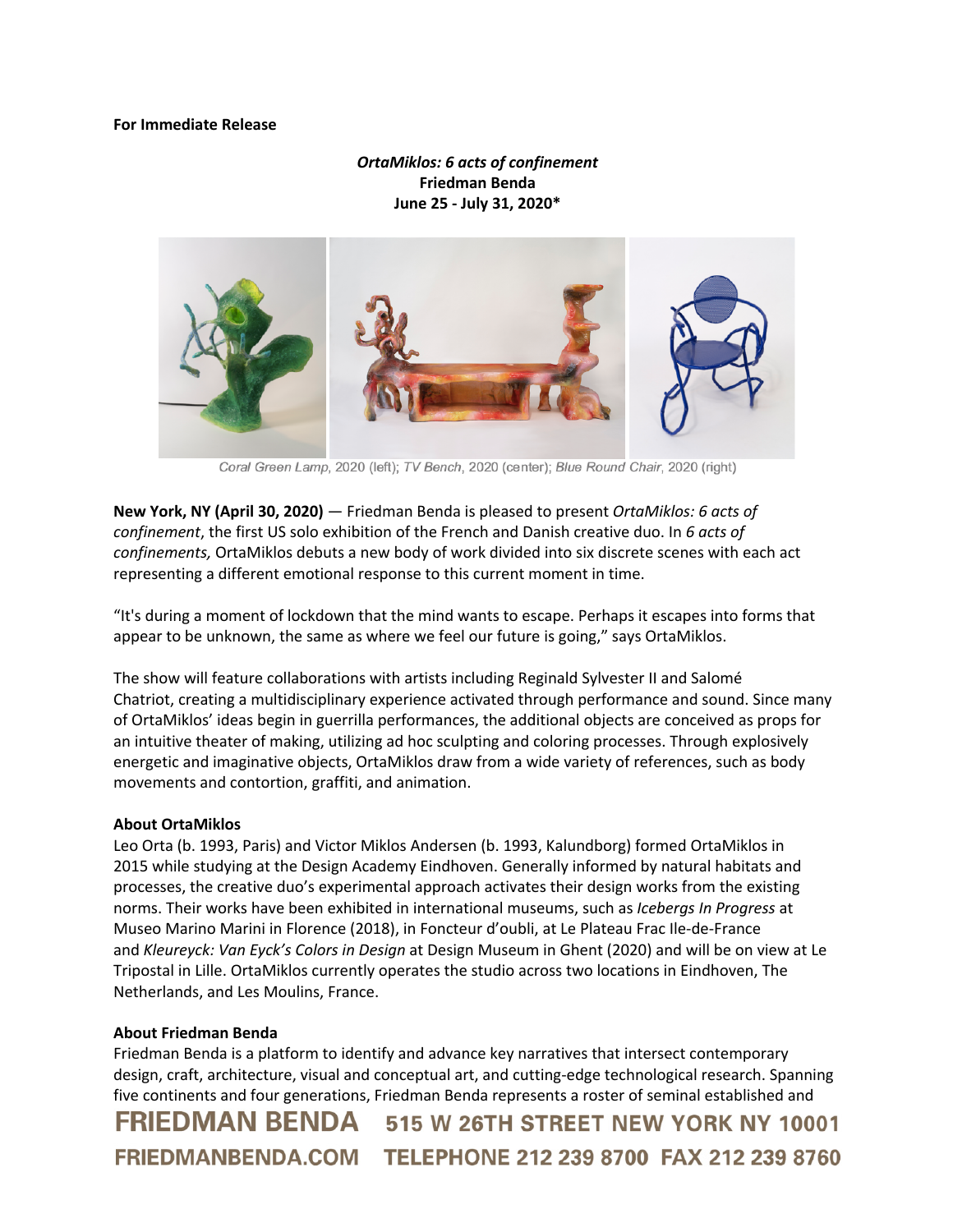**For Immediate Release**

***OrtaMiklos: 6 acts of confinement***
**Friedman Benda**
**June 25 - July 31, 2020***

*Coral Green Lamp*, 2020 (left); *TV Bench*, 2020 (center); *Blue Round Chair*, 2020 (right)

**New York, NY (April 30, 2020)** — Friedman Benda is pleased to present *OrtaMiklos: 6 acts of confinement*, the first US solo exhibition of the French and Danish creative duo. In *6 acts of confinements,* OrtaMiklos debuts a new body of work divided into six discrete scenes with each act representing a different emotional response to this current moment in time.

"It's during a moment of lockdown that the mind wants to escape. Perhaps it escapes into forms that appear to be unknown, the same as where we feel our future is going," says OrtaMiklos.

The show will feature collaborations with artists including Reginald Sylvester II and Salomé Chatriot, creating a multidisciplinary experience activated through performance and sound. Since many of OrtaMiklos' ideas begin in guerrilla performances, the additional objects are conceived as props for an intuitive theater of making, utilizing ad hoc sculpting and coloring processes. Through explosively energetic and imaginative objects, OrtaMiklos draw from a wide variety of references, such as body movements and contortion, graffiti, and animation.

**About OrtaMiklos**
Leo Orta (b. 1993, Paris) and Victor Miklos Andersen (b. 1993, Kalundborg) formed OrtaMiklos in 2015 while studying at the Design Academy Eindhoven. Generally informed by natural habitats and processes, the creative duo's experimental approach activates their design works from the existing norms. Their works have been exhibited in international museums, such as *Icebergs In Progress* at Museo Marino Marini in Florence (2018), in Foncteur d'oubli, at Le Plateau Frac Ile-de-France and *Kleureyck: Van Eyck's Colors in Design* at Design Museum in Ghent (2020) and will be on view at Le Tripostal in Lille. OrtaMiklos currently operates the studio across two locations in Eindhoven, The Netherlands, and Les Moulins, France.

**About Friedman Benda**
Friedman Benda is a platform to identify and advance key narratives that intersect contemporary design, craft, architecture, visual and conceptual art, and cutting-edge technological research. Spanning five continents and four generations, Friedman Benda represents a roster of seminal established and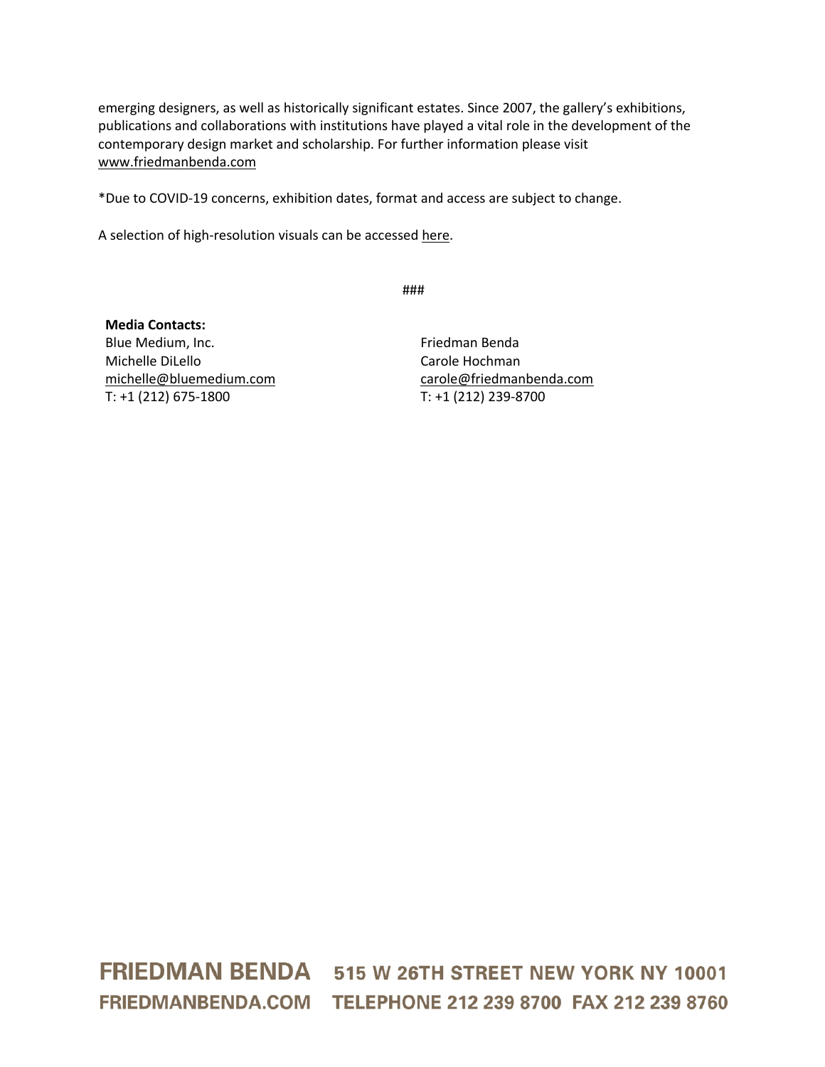emerging designers, as well as historically significant estates. Since 2007, the gallery's exhibitions, publications and collaborations with institutions have played a vital role in the development of the contemporary design market and scholarship. For further information please visit www.friedmanbenda.com

*Due to COVID-19 concerns, exhibition dates, format and access are subject to change.

A selection of high-resolution visuals can be accessed here.

###

**Media Contacts:**

Blue Medium, Inc.
Michelle DiLello
michelle@bluemedium.com
T: +1 (212) 675-1800

Friedman Benda
Carole Hochman
carole@friedmanbenda.com
T: +1 (212) 239-8700

FRIEDMAN BENDA 515 W 26TH STREET NEW YORK NY 10001
FRIEDMANBENDA.COM TELEPHONE 212 239 8700 FAX 212 239 8760